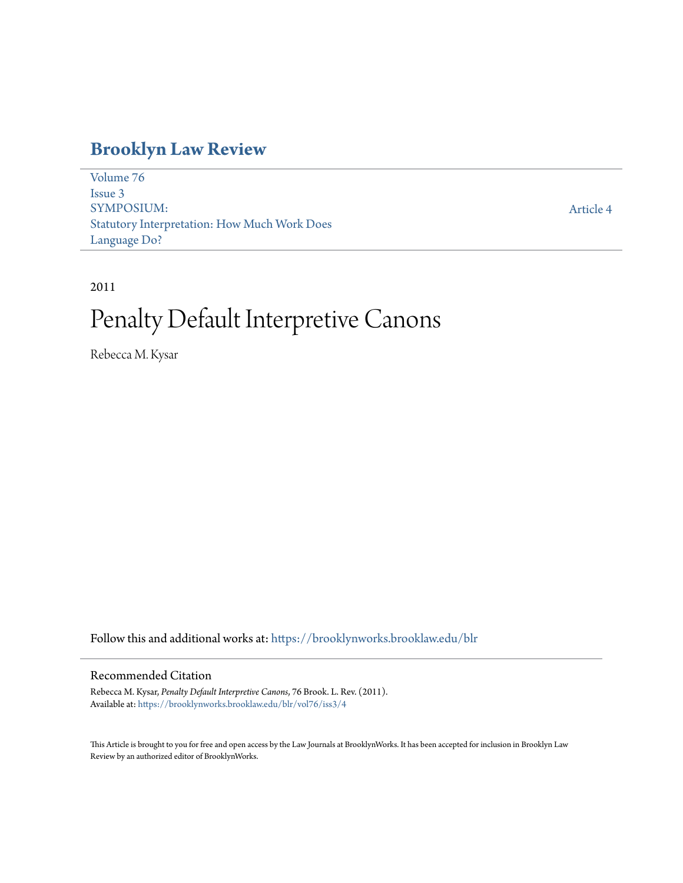# Brooklyn Law Review

Volume 76
Issue 3
SYMPOSIUM:
Statutory Interpretation: How Much Work Does Language Do?

Article 4

2011

# Penalty Default Interpretive Canons

Rebecca M. Kysar

Follow this and additional works at: https://brooklynworks.brooklaw.edu/blr

## Recommended Citation

Rebecca M. Kysar, *Penalty Default Interpretive Canons*, 76 Brook. L. Rev. (2011).
Available at: https://brooklynworks.brooklaw.edu/blr/vol76/iss3/4

This Article is brought to you for free and open access by the Law Journals at BrooklynWorks. It has been accepted for inclusion in Brooklyn Law Review by an authorized editor of BrooklynWorks.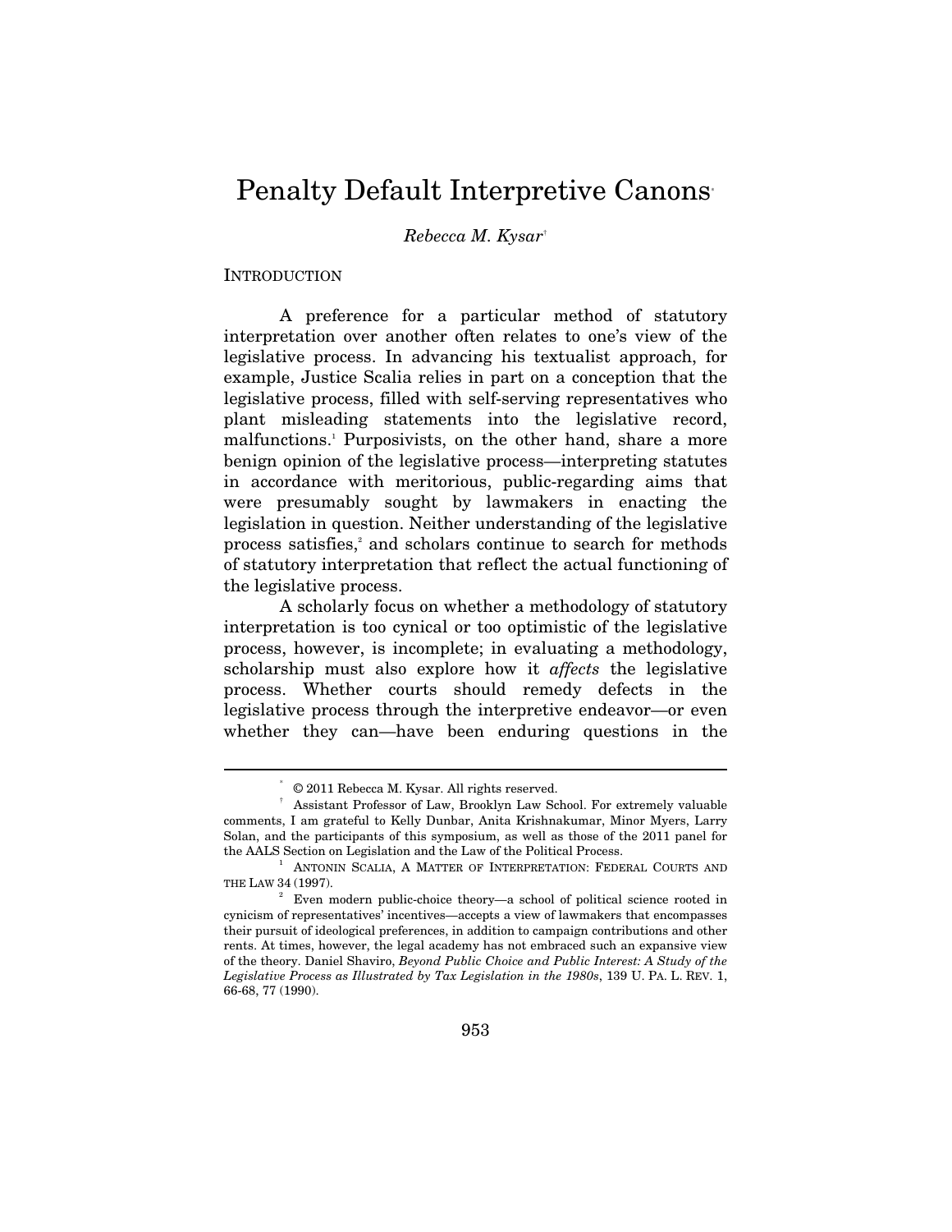# Penalty Default Interpretive Canons[*]

*Rebecca M. Kysar*[†]

INTRODUCTION

A preference for a particular method of statutory interpretation over another often relates to one's view of the legislative process. In advancing his textualist approach, for example, Justice Scalia relies in part on a conception that the legislative process, filled with self-serving representatives who plant misleading statements into the legislative record, malfunctions.[1] Purposivists, on the other hand, share a more benign opinion of the legislative process—interpreting statutes in accordance with meritorious, public-regarding aims that were presumably sought by lawmakers in enacting the legislation in question. Neither understanding of the legislative process satisfies,[2] and scholars continue to search for methods of statutory interpretation that reflect the actual functioning of the legislative process.

A scholarly focus on whether a methodology of statutory interpretation is too cynical or too optimistic of the legislative process, however, is incomplete; in evaluating a methodology, scholarship must also explore how it *affects* the legislative process. Whether courts should remedy defects in the legislative process through the interpretive endeavor—or even whether they can—have been enduring questions in the

---

[*] © 2011 Rebecca M. Kysar. All rights reserved.

[†] Assistant Professor of Law, Brooklyn Law School. For extremely valuable comments, I am grateful to Kelly Dunbar, Anita Krishnakumar, Minor Myers, Larry Solan, and the participants of this symposium, as well as those of the 2011 panel for the AALS Section on Legislation and the Law of the Political Process.

[1] ANTONIN SCALIA, A MATTER OF INTERPRETATION: FEDERAL COURTS AND THE LAW 34 (1997).

[2] Even modern public-choice theory—a school of political science rooted in cynicism of representatives' incentives—accepts a view of lawmakers that encompasses their pursuit of ideological preferences, in addition to campaign contributions and other rents. At times, however, the legal academy has not embraced such an expansive view of the theory. Daniel Shaviro, *Beyond Public Choice and Public Interest: A Study of the Legislative Process as Illustrated by Tax Legislation in the 1980s*, 139 U. PA. L. REV. 1, 66-68, 77 (1990).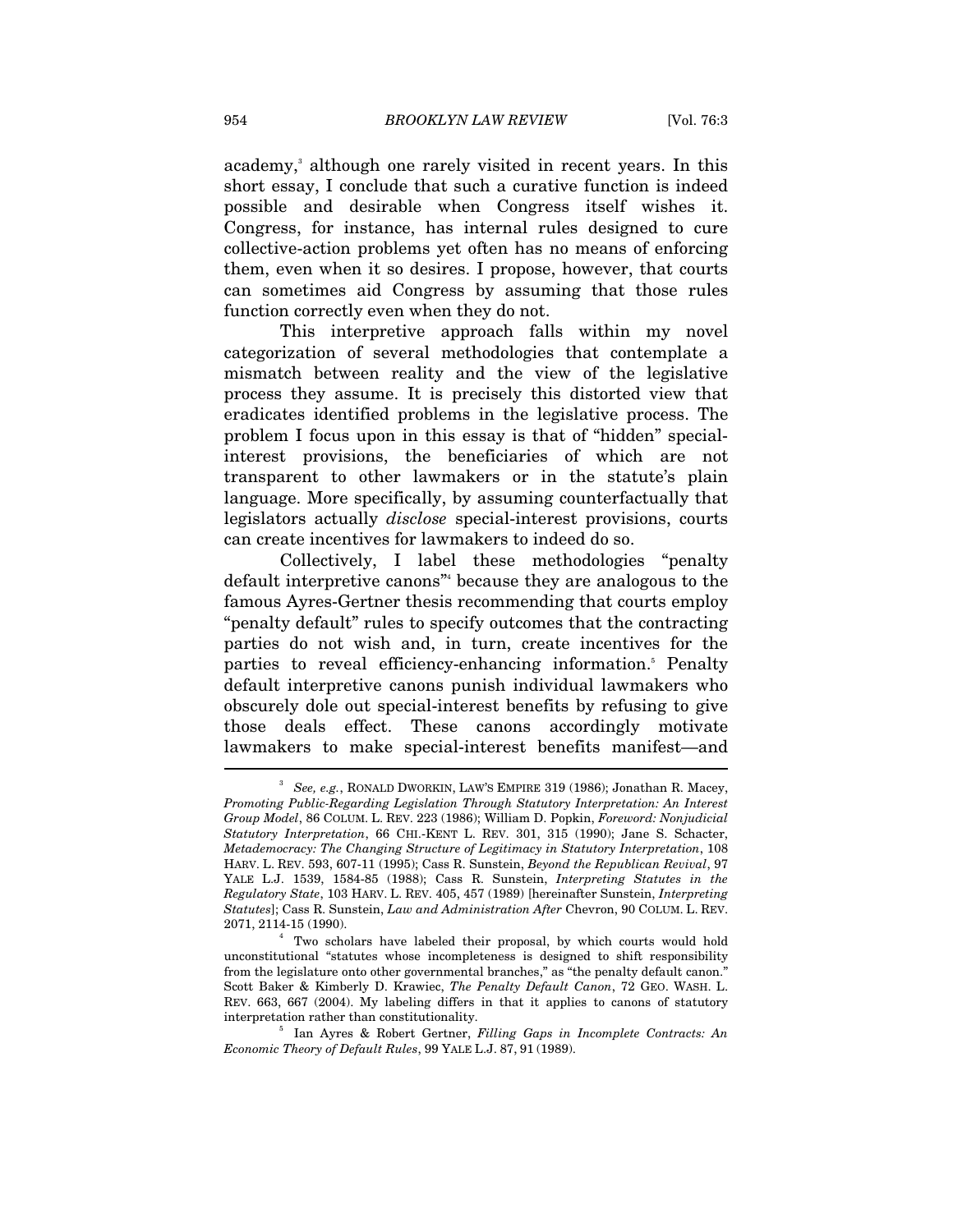academy,[3] although one rarely visited in recent years. In this short essay, I conclude that such a curative function is indeed possible and desirable when Congress itself wishes it. Congress, for instance, has internal rules designed to cure collective-action problems yet often has no means of enforcing them, even when it so desires. I propose, however, that courts can sometimes aid Congress by assuming that those rules function correctly even when they do not.

This interpretive approach falls within my novel categorization of several methodologies that contemplate a mismatch between reality and the view of the legislative process they assume. It is precisely this distorted view that eradicates identified problems in the legislative process. The problem I focus upon in this essay is that of "hidden" special-interest provisions, the beneficiaries of which are not transparent to other lawmakers or in the statute's plain language. More specifically, by assuming counterfactually that legislators actually *disclose* special-interest provisions, courts can create incentives for lawmakers to indeed do so.

Collectively, I label these methodologies "penalty default interpretive canons"[4] because they are analogous to the famous Ayres-Gertner thesis recommending that courts employ "penalty default" rules to specify outcomes that the contracting parties do not wish and, in turn, create incentives for the parties to reveal efficiency-enhancing information.[5] Penalty default interpretive canons punish individual lawmakers who obscurely dole out special-interest benefits by refusing to give those deals effect. These canons accordingly motivate lawmakers to make special-interest benefits manifest—and

---

[3] *See, e.g.*, RONALD DWORKIN, LAW'S EMPIRE 319 (1986); Jonathan R. Macey, *Promoting Public-Regarding Legislation Through Statutory Interpretation: An Interest Group Model*, 86 COLUM. L. REV. 223 (1986); William D. Popkin, *Foreword: Nonjudicial Statutory Interpretation*, 66 CHI.-KENT L. REV. 301, 315 (1990); Jane S. Schacter, *Metademocracy: The Changing Structure of Legitimacy in Statutory Interpretation*, 108 HARV. L. REV. 593, 607-11 (1995); Cass R. Sunstein, *Beyond the Republican Revival*, 97 YALE L.J. 1539, 1584-85 (1988); Cass R. Sunstein, *Interpreting Statutes in the Regulatory State*, 103 HARV. L. REV. 405, 457 (1989) [hereinafter Sunstein, *Interpreting Statutes*]; Cass R. Sunstein, *Law and Administration After* Chevron, 90 COLUM. L. REV. 2071, 2114-15 (1990).

[4] Two scholars have labeled their proposal, by which courts would hold unconstitutional "statutes whose incompleteness is designed to shift responsibility from the legislature onto other governmental branches," as "the penalty default canon." Scott Baker & Kimberly D. Krawiec, *The Penalty Default Canon*, 72 GEO. WASH. L. REV. 663, 667 (2004). My labeling differs in that it applies to canons of statutory interpretation rather than constitutionality.

[5] Ian Ayres & Robert Gertner, *Filling Gaps in Incomplete Contracts: An Economic Theory of Default Rules*, 99 YALE L.J. 87, 91 (1989).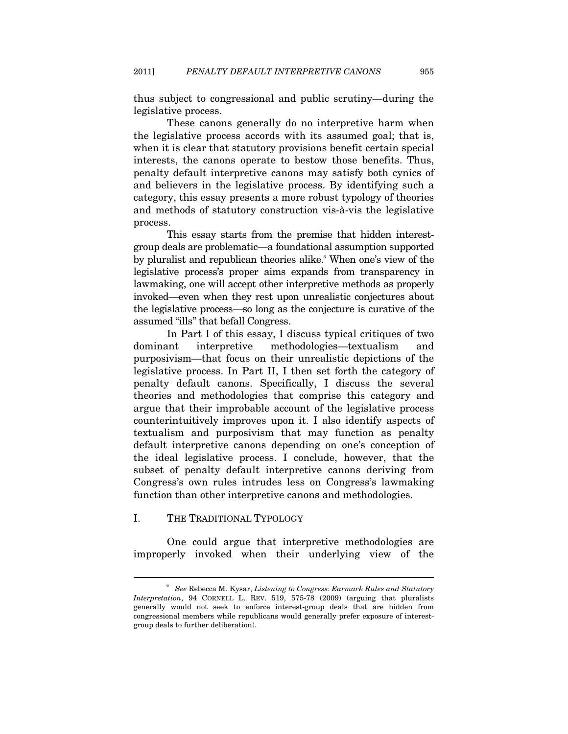thus subject to congressional and public scrutiny—during the legislative process.

These canons generally do no interpretive harm when the legislative process accords with its assumed goal; that is, when it is clear that statutory provisions benefit certain special interests, the canons operate to bestow those benefits. Thus, penalty default interpretive canons may satisfy both cynics of and believers in the legislative process. By identifying such a category, this essay presents a more robust typology of theories and methods of statutory construction vis-à-vis the legislative process.

This essay starts from the premise that hidden interest-group deals are problematic—a foundational assumption supported by pluralist and republican theories alike.[6] When one's view of the legislative process's proper aims expands from transparency in lawmaking, one will accept other interpretive methods as properly invoked—even when they rest upon unrealistic conjectures about the legislative process—so long as the conjecture is curative of the assumed "ills" that befall Congress.

In Part I of this essay, I discuss typical critiques of two dominant interpretive methodologies—textualism and purposivism—that focus on their unrealistic depictions of the legislative process. In Part II, I then set forth the category of penalty default canons. Specifically, I discuss the several theories and methodologies that comprise this category and argue that their improbable account of the legislative process counterintuitively improves upon it. I also identify aspects of textualism and purposivism that may function as penalty default interpretive canons depending on one's conception of the ideal legislative process. I conclude, however, that the subset of penalty default interpretive canons deriving from Congress's own rules intrudes less on Congress's lawmaking function than other interpretive canons and methodologies.

## I. THE TRADITIONAL TYPOLOGY

One could argue that interpretive methodologies are improperly invoked when their underlying view of the

---

[6] *See* Rebecca M. Kysar, *Listening to Congress: Earmark Rules and Statutory Interpretation*, 94 CORNELL L. REV. 519, 575-78 (2009) (arguing that pluralists generally would not seek to enforce interest-group deals that are hidden from congressional members while republicans would generally prefer exposure of interest-group deals to further deliberation).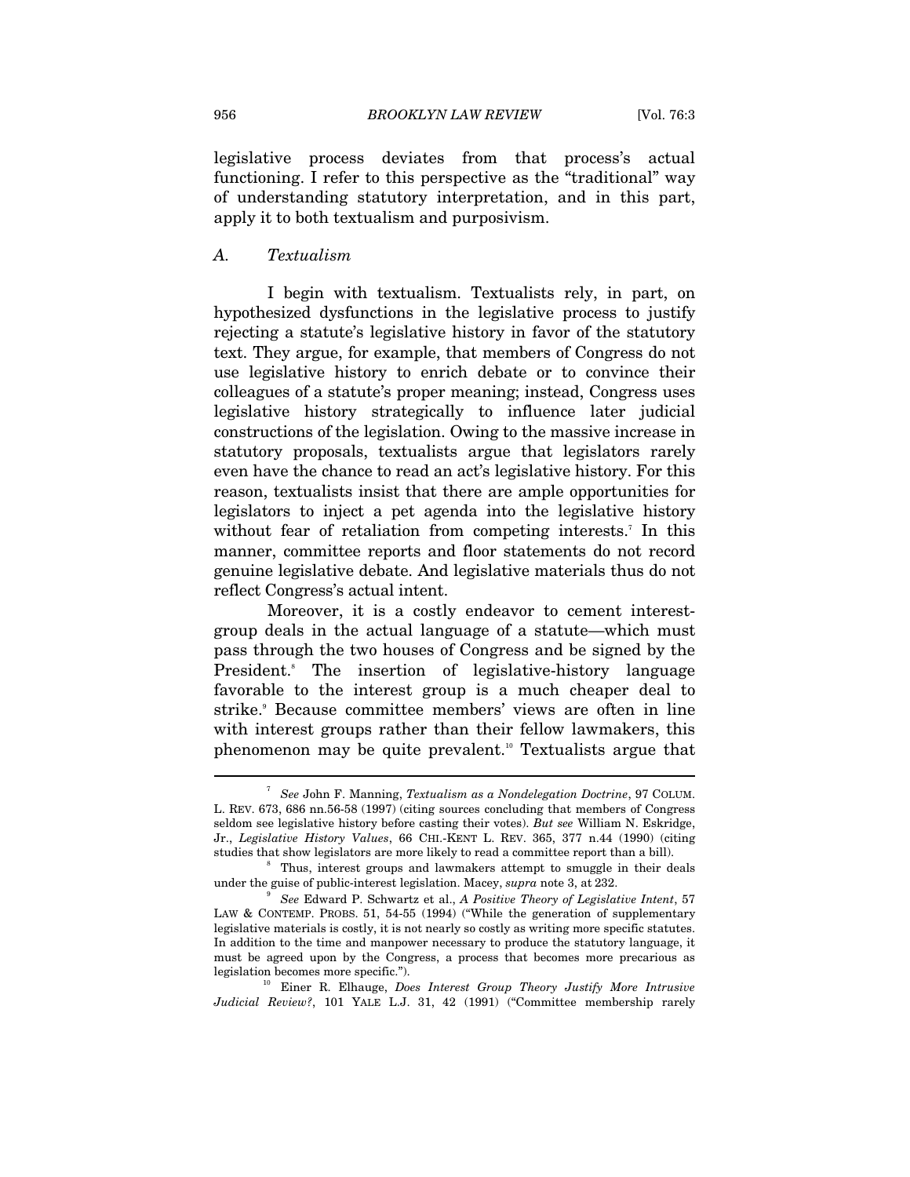legislative process deviates from that process's actual functioning. I refer to this perspective as the "traditional" way of understanding statutory interpretation, and in this part, apply it to both textualism and purposivism.

### *A. Textualism*

I begin with textualism. Textualists rely, in part, on hypothesized dysfunctions in the legislative process to justify rejecting a statute's legislative history in favor of the statutory text. They argue, for example, that members of Congress do not use legislative history to enrich debate or to convince their colleagues of a statute's proper meaning; instead, Congress uses legislative history strategically to influence later judicial constructions of the legislation. Owing to the massive increase in statutory proposals, textualists argue that legislators rarely even have the chance to read an act's legislative history. For this reason, textualists insist that there are ample opportunities for legislators to inject a pet agenda into the legislative history without fear of retaliation from competing interests.[7] In this manner, committee reports and floor statements do not record genuine legislative debate. And legislative materials thus do not reflect Congress's actual intent.

Moreover, it is a costly endeavor to cement interest-group deals in the actual language of a statute—which must pass through the two houses of Congress and be signed by the President.[8] The insertion of legislative-history language favorable to the interest group is a much cheaper deal to strike.[9] Because committee members' views are often in line with interest groups rather than their fellow lawmakers, this phenomenon may be quite prevalent.[10] Textualists argue that

---

[7] *See* John F. Manning, *Textualism as a Nondelegation Doctrine*, 97 COLUM. L. REV. 673, 686 nn.56-58 (1997) (citing sources concluding that members of Congress seldom see legislative history before casting their votes). *But see* William N. Eskridge, Jr., *Legislative History Values*, 66 CHI.-KENT L. REV. 365, 377 n.44 (1990) (citing studies that show legislators are more likely to read a committee report than a bill).

[8] Thus, interest groups and lawmakers attempt to smuggle in their deals under the guise of public-interest legislation. Macey, *supra* note 3, at 232.

[9] *See* Edward P. Schwartz et al., *A Positive Theory of Legislative Intent*, 57 LAW & CONTEMP. PROBS. 51, 54-55 (1994) ("While the generation of supplementary legislative materials is costly, it is not nearly so costly as writing more specific statutes. In addition to the time and manpower necessary to produce the statutory language, it must be agreed upon by the Congress, a process that becomes more precarious as legislation becomes more specific.").

[10] Einer R. Elhauge, *Does Interest Group Theory Justify More Intrusive Judicial Review?*, 101 YALE L.J. 31, 42 (1991) ("Committee membership rarely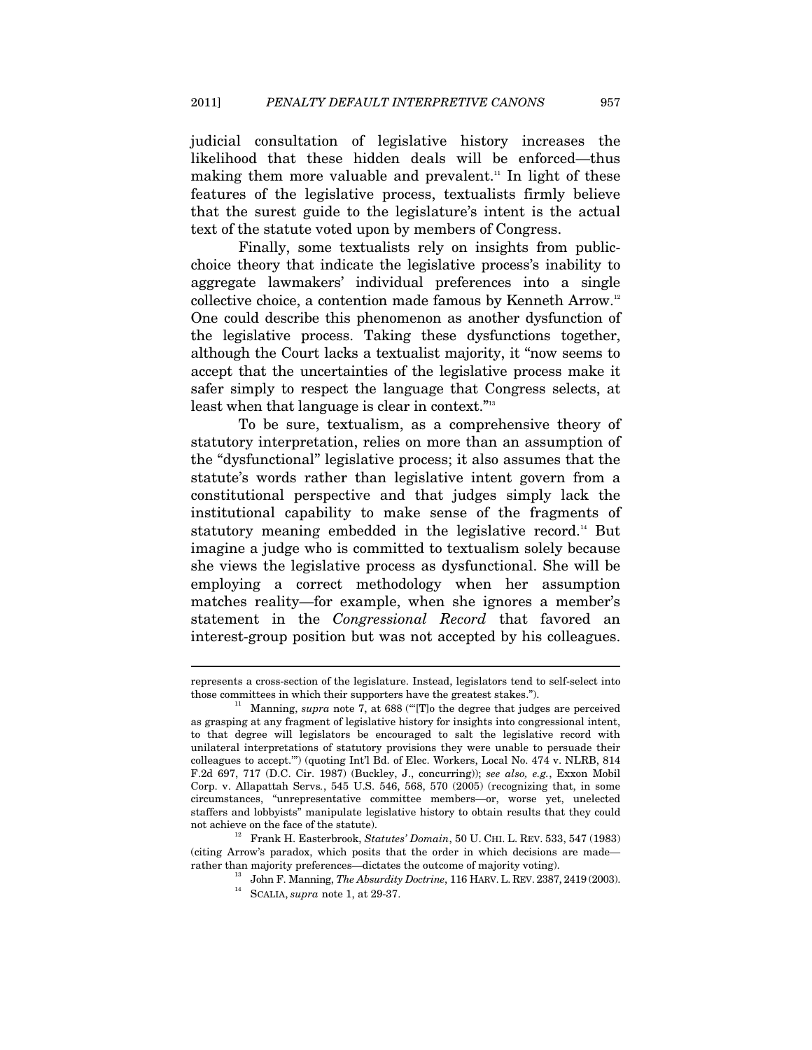judicial consultation of legislative history increases the likelihood that these hidden deals will be enforced—thus making them more valuable and prevalent.[11] In light of these features of the legislative process, textualists firmly believe that the surest guide to the legislature's intent is the actual text of the statute voted upon by members of Congress.

Finally, some textualists rely on insights from public-choice theory that indicate the legislative process's inability to aggregate lawmakers' individual preferences into a single collective choice, a contention made famous by Kenneth Arrow.[12] One could describe this phenomenon as another dysfunction of the legislative process. Taking these dysfunctions together, although the Court lacks a textualist majority, it "now seems to accept that the uncertainties of the legislative process make it safer simply to respect the language that Congress selects, at least when that language is clear in context."[13]

To be sure, textualism, as a comprehensive theory of statutory interpretation, relies on more than an assumption of the "dysfunctional" legislative process; it also assumes that the statute's words rather than legislative intent govern from a constitutional perspective and that judges simply lack the institutional capability to make sense of the fragments of statutory meaning embedded in the legislative record.[14] But imagine a judge who is committed to textualism solely because she views the legislative process as dysfunctional. She will be employing a correct methodology when her assumption matches reality—for example, when she ignores a member's statement in the *Congressional Record* that favored an interest-group position but was not accepted by his colleagues.

---

represents a cross-section of the legislature. Instead, legislators tend to self-select into those committees in which their supporters have the greatest stakes.").

[11] Manning, *supra* note 7, at 688 ("'[T]o the degree that judges are perceived as grasping at any fragment of legislative history for insights into congressional intent, to that degree will legislators be encouraged to salt the legislative record with unilateral interpretations of statutory provisions they were unable to persuade their colleagues to accept.'") (quoting Int'l Bd. of Elec. Workers, Local No. 474 v. NLRB, 814 F.2d 697, 717 (D.C. Cir. 1987) (Buckley, J., concurring)); *see also, e.g.*, Exxon Mobil Corp. v. Allapattah Servs., 545 U.S. 546, 568, 570 (2005) (recognizing that, in some circumstances, "unrepresentative committee members—or, worse yet, unelected staffers and lobbyists" manipulate legislative history to obtain results that they could not achieve on the face of the statute).

[12] Frank H. Easterbrook, *Statutes' Domain*, 50 U. CHI. L. REV. 533, 547 (1983) (citing Arrow's paradox, which posits that the order in which decisions are made—rather than majority preferences—dictates the outcome of majority voting).

[13] John F. Manning, *The Absurdity Doctrine*, 116 HARV. L. REV. 2387, 2419 (2003).

[14] SCALIA, *supra* note 1, at 29-37.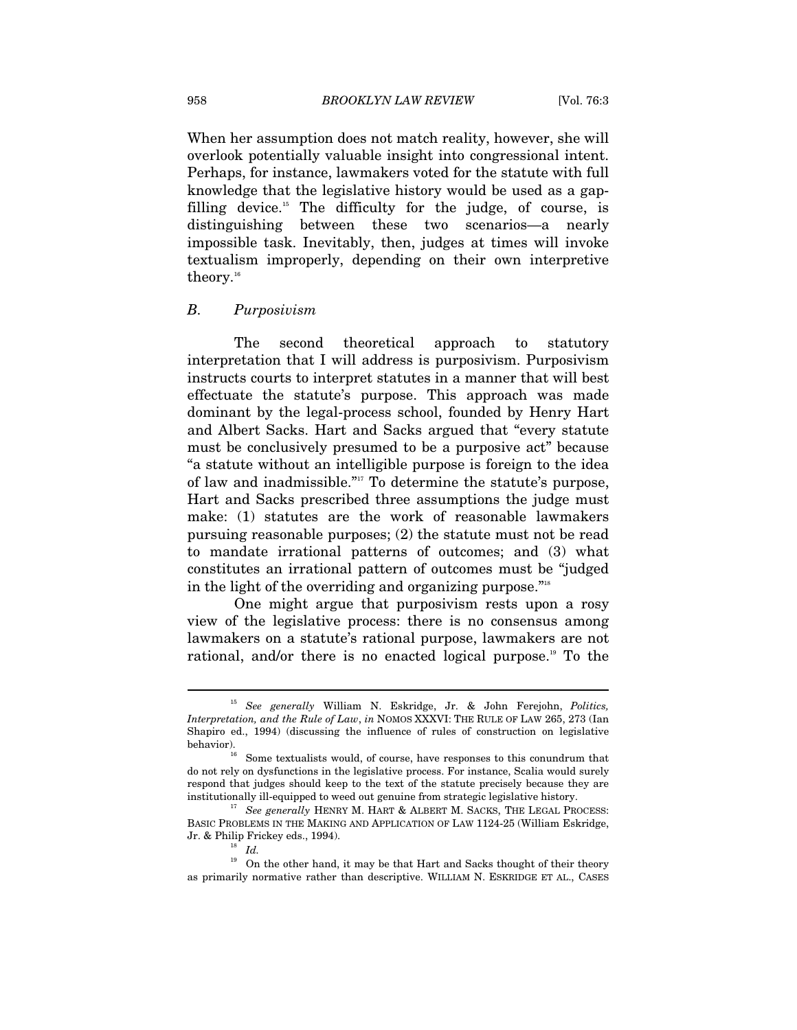When her assumption does not match reality, however, she will overlook potentially valuable insight into congressional intent. Perhaps, for instance, lawmakers voted for the statute with full knowledge that the legislative history would be used as a gap-filling device.[15] The difficulty for the judge, of course, is distinguishing between these two scenarios—a nearly impossible task. Inevitably, then, judges at times will invoke textualism improperly, depending on their own interpretive theory.[16]

### *B. Purposivism*

The second theoretical approach to statutory interpretation that I will address is purposivism. Purposivism instructs courts to interpret statutes in a manner that will best effectuate the statute's purpose. This approach was made dominant by the legal-process school, founded by Henry Hart and Albert Sacks. Hart and Sacks argued that "every statute must be conclusively presumed to be a purposive act" because "a statute without an intelligible purpose is foreign to the idea of law and inadmissible."[17] To determine the statute's purpose, Hart and Sacks prescribed three assumptions the judge must make: (1) statutes are the work of reasonable lawmakers pursuing reasonable purposes; (2) the statute must not be read to mandate irrational patterns of outcomes; and (3) what constitutes an irrational pattern of outcomes must be "judged in the light of the overriding and organizing purpose."[18]

One might argue that purposivism rests upon a rosy view of the legislative process: there is no consensus among lawmakers on a statute's rational purpose, lawmakers are not rational, and/or there is no enacted logical purpose.[19] To the

---

[15] *See generally* William N. Eskridge, Jr. & John Ferejohn, *Politics, Interpretation, and the Rule of Law*, *in* NOMOS XXXVI: THE RULE OF LAW 265, 273 (Ian Shapiro ed., 1994) (discussing the influence of rules of construction on legislative behavior).

[16] Some textualists would, of course, have responses to this conundrum that do not rely on dysfunctions in the legislative process. For instance, Scalia would surely respond that judges should keep to the text of the statute precisely because they are institutionally ill-equipped to weed out genuine from strategic legislative history.

[17] *See generally* HENRY M. HART & ALBERT M. SACKS, THE LEGAL PROCESS: BASIC PROBLEMS IN THE MAKING AND APPLICATION OF LAW 1124-25 (William Eskridge, Jr. & Philip Frickey eds., 1994).

[18] *Id.*

[19] On the other hand, it may be that Hart and Sacks thought of their theory as primarily normative rather than descriptive. WILLIAM N. ESKRIDGE ET AL., CASES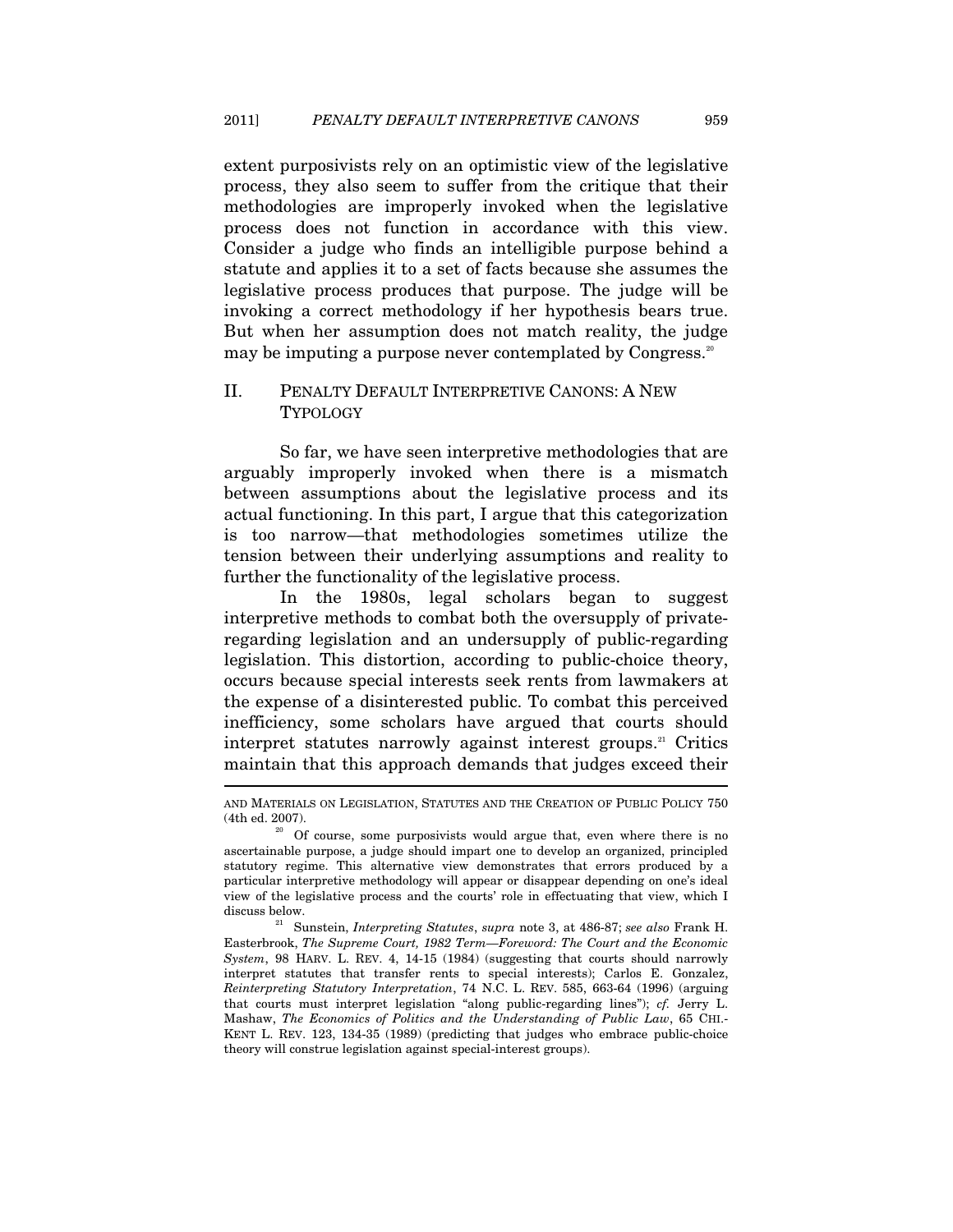extent purposivists rely on an optimistic view of the legislative process, they also seem to suffer from the critique that their methodologies are improperly invoked when the legislative process does not function in accordance with this view. Consider a judge who finds an intelligible purpose behind a statute and applies it to a set of facts because she assumes the legislative process produces that purpose. The judge will be invoking a correct methodology if her hypothesis bears true. But when her assumption does not match reality, the judge may be imputing a purpose never contemplated by Congress.[20]

## II. PENALTY DEFAULT INTERPRETIVE CANONS: A NEW TYPOLOGY

So far, we have seen interpretive methodologies that are arguably improperly invoked when there is a mismatch between assumptions about the legislative process and its actual functioning. In this part, I argue that this categorization is too narrow—that methodologies sometimes utilize the tension between their underlying assumptions and reality to further the functionality of the legislative process.

In the 1980s, legal scholars began to suggest interpretive methods to combat both the oversupply of private-regarding legislation and an undersupply of public-regarding legislation. This distortion, according to public-choice theory, occurs because special interests seek rents from lawmakers at the expense of a disinterested public. To combat this perceived inefficiency, some scholars have argued that courts should interpret statutes narrowly against interest groups.[21] Critics maintain that this approach demands that judges exceed their

---

AND MATERIALS ON LEGISLATION, STATUTES AND THE CREATION OF PUBLIC POLICY 750 (4th ed. 2007).

[20] Of course, some purposivists would argue that, even where there is no ascertainable purpose, a judge should impart one to develop an organized, principled statutory regime. This alternative view demonstrates that errors produced by a particular interpretive methodology will appear or disappear depending on one's ideal view of the legislative process and the courts' role in effectuating that view, which I discuss below.

[21] Sunstein, *Interpreting Statutes*, *supra* note 3, at 486-87; *see also* Frank H. Easterbrook, *The Supreme Court, 1982 Term—Foreword: The Court and the Economic System*, 98 HARV. L. REV. 4, 14-15 (1984) (suggesting that courts should narrowly interpret statutes that transfer rents to special interests); Carlos E. Gonzalez, *Reinterpreting Statutory Interpretation*, 74 N.C. L. REV. 585, 663-64 (1996) (arguing that courts must interpret legislation "along public-regarding lines"); *cf.* Jerry L. Mashaw, *The Economics of Politics and the Understanding of Public Law*, 65 CHI.-KENT L. REV. 123, 134-35 (1989) (predicting that judges who embrace public-choice theory will construe legislation against special-interest groups).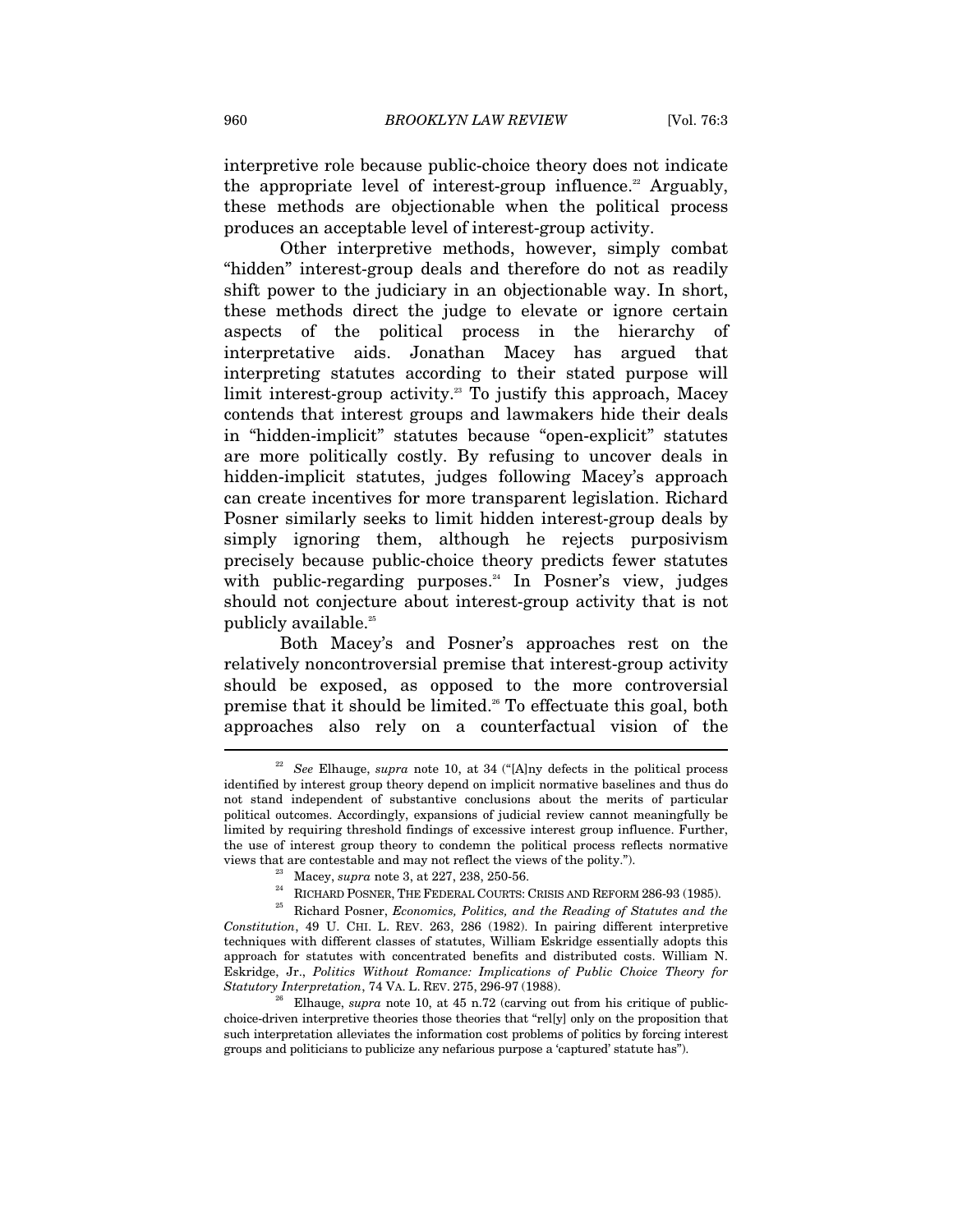interpretive role because public-choice theory does not indicate the appropriate level of interest-group influence.[22] Arguably, these methods are objectionable when the political process produces an acceptable level of interest-group activity.

Other interpretive methods, however, simply combat "hidden" interest-group deals and therefore do not as readily shift power to the judiciary in an objectionable way. In short, these methods direct the judge to elevate or ignore certain aspects of the political process in the hierarchy of interpretative aids. Jonathan Macey has argued that interpreting statutes according to their stated purpose will limit interest-group activity.[23] To justify this approach, Macey contends that interest groups and lawmakers hide their deals in "hidden-implicit" statutes because "open-explicit" statutes are more politically costly. By refusing to uncover deals in hidden-implicit statutes, judges following Macey's approach can create incentives for more transparent legislation. Richard Posner similarly seeks to limit hidden interest-group deals by simply ignoring them, although he rejects purposivism precisely because public-choice theory predicts fewer statutes with public-regarding purposes.[24] In Posner's view, judges should not conjecture about interest-group activity that is not publicly available.[25]

Both Macey's and Posner's approaches rest on the relatively noncontroversial premise that interest-group activity should be exposed, as opposed to the more controversial premise that it should be limited.[26] To effectuate this goal, both approaches also rely on a counterfactual vision of the

---

[22] *See* Elhauge, *supra* note 10, at 34 ("[A]ny defects in the political process identified by interest group theory depend on implicit normative baselines and thus do not stand independent of substantive conclusions about the merits of particular political outcomes. Accordingly, expansions of judicial review cannot meaningfully be limited by requiring threshold findings of excessive interest group influence. Further, the use of interest group theory to condemn the political process reflects normative views that are contestable and may not reflect the views of the polity.").

[23] Macey, *supra* note 3, at 227, 238, 250-56.

[24] RICHARD POSNER, THE FEDERAL COURTS: CRISIS AND REFORM 286-93 (1985).

[25] Richard Posner, *Economics, Politics, and the Reading of Statutes and the Constitution*, 49 U. CHI. L. REV. 263, 286 (1982). In pairing different interpretive techniques with different classes of statutes, William Eskridge essentially adopts this approach for statutes with concentrated benefits and distributed costs. William N. Eskridge, Jr., *Politics Without Romance: Implications of Public Choice Theory for Statutory Interpretation*, 74 VA. L. REV. 275, 296-97 (1988).

[26] Elhauge, *supra* note 10, at 45 n.72 (carving out from his critique of public-choice-driven interpretive theories those theories that "rel[y] only on the proposition that such interpretation alleviates the information cost problems of politics by forcing interest groups and politicians to publicize any nefarious purpose a 'captured' statute has").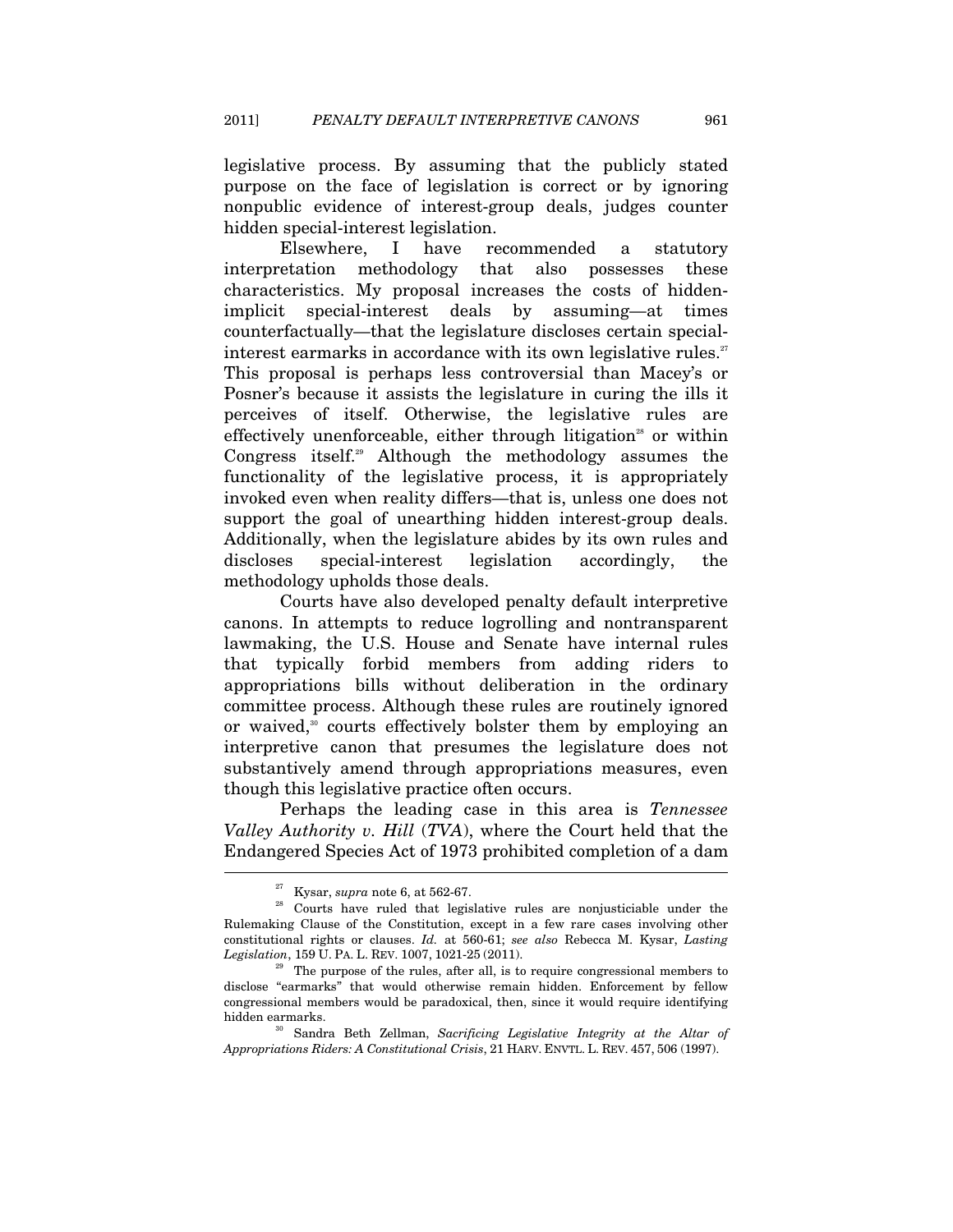legislative process. By assuming that the publicly stated purpose on the face of legislation is correct or by ignoring nonpublic evidence of interest-group deals, judges counter hidden special-interest legislation.

Elsewhere, I have recommended a statutory interpretation methodology that also possesses these characteristics. My proposal increases the costs of hidden-implicit special-interest deals by assuming—at times counterfactually—that the legislature discloses certain special-interest earmarks in accordance with its own legislative rules.[27] This proposal is perhaps less controversial than Macey's or Posner's because it assists the legislature in curing the ills it perceives of itself. Otherwise, the legislative rules are effectively unenforceable, either through litigation[28] or within Congress itself.[29] Although the methodology assumes the functionality of the legislative process, it is appropriately invoked even when reality differs—that is, unless one does not support the goal of unearthing hidden interest-group deals. Additionally, when the legislature abides by its own rules and discloses special-interest legislation accordingly, the methodology upholds those deals.

Courts have also developed penalty default interpretive canons. In attempts to reduce logrolling and nontransparent lawmaking, the U.S. House and Senate have internal rules that typically forbid members from adding riders to appropriations bills without deliberation in the ordinary committee process. Although these rules are routinely ignored or waived,[30] courts effectively bolster them by employing an interpretive canon that presumes the legislature does not substantively amend through appropriations measures, even though this legislative practice often occurs.

Perhaps the leading case in this area is *Tennessee Valley Authority v. Hill* (*TVA*), where the Court held that the Endangered Species Act of 1973 prohibited completion of a dam

---

[27] Kysar, *supra* note 6, at 562-67.

[28] Courts have ruled that legislative rules are nonjusticiable under the Rulemaking Clause of the Constitution, except in a few rare cases involving other constitutional rights or clauses. *Id.* at 560-61; *see also* Rebecca M. Kysar, *Lasting Legislation*, 159 U. PA. L. REV. 1007, 1021-25 (2011).

[29] The purpose of the rules, after all, is to require congressional members to disclose "earmarks" that would otherwise remain hidden. Enforcement by fellow congressional members would be paradoxical, then, since it would require identifying hidden earmarks.

[30] Sandra Beth Zellman, *Sacrificing Legislative Integrity at the Altar of Appropriations Riders: A Constitutional Crisis*, 21 HARV. ENVTL. L. REV. 457, 506 (1997).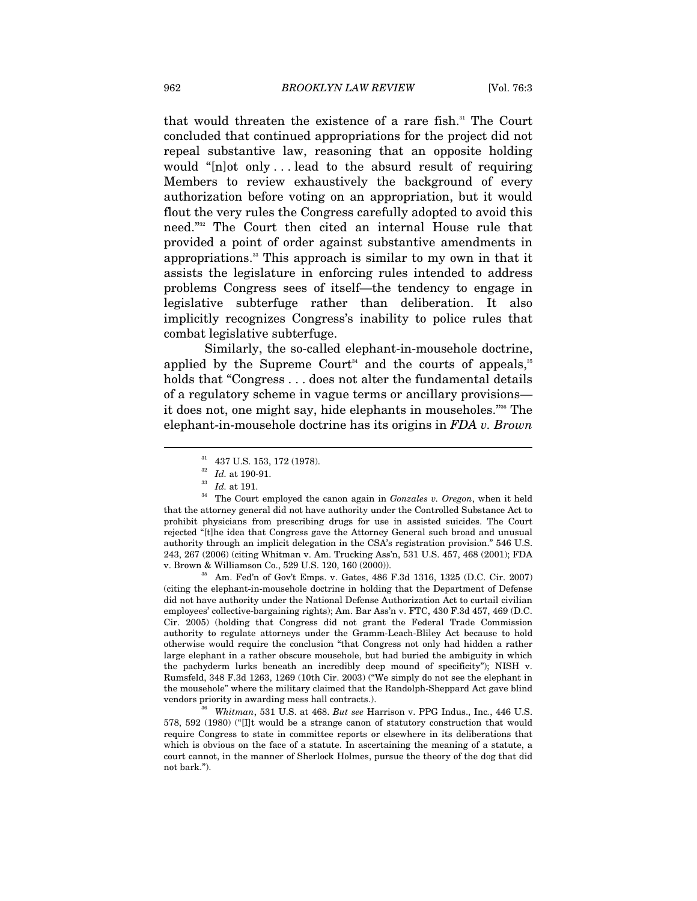that would threaten the existence of a rare fish.[31] The Court concluded that continued appropriations for the project did not repeal substantive law, reasoning that an opposite holding would "[n]ot only . . . lead to the absurd result of requiring Members to review exhaustively the background of every authorization before voting on an appropriation, but it would flout the very rules the Congress carefully adopted to avoid this need."[32] The Court then cited an internal House rule that provided a point of order against substantive amendments in appropriations.[33] This approach is similar to my own in that it assists the legislature in enforcing rules intended to address problems Congress sees of itself—the tendency to engage in legislative subterfuge rather than deliberation. It also implicitly recognizes Congress's inability to police rules that combat legislative subterfuge.

Similarly, the so-called elephant-in-mousehole doctrine, applied by the Supreme Court[34] and the courts of appeals,[35] holds that "Congress . . . does not alter the fundamental details of a regulatory scheme in vague terms or ancillary provisions—it does not, one might say, hide elephants in mouseholes."[36] The elephant-in-mousehole doctrine has its origins in *FDA v. Brown*

---

[31] 437 U.S. 153, 172 (1978).

[32] *Id.* at 190-91.

[33] *Id.* at 191.

[34] The Court employed the canon again in *Gonzales v. Oregon*, when it held that the attorney general did not have authority under the Controlled Substance Act to prohibit physicians from prescribing drugs for use in assisted suicides. The Court rejected "[t]he idea that Congress gave the Attorney General such broad and unusual authority through an implicit delegation in the CSA's registration provision." 546 U.S. 243, 267 (2006) (citing Whitman v. Am. Trucking Ass'n, 531 U.S. 457, 468 (2001); FDA v. Brown & Williamson Co., 529 U.S. 120, 160 (2000)).

[35] Am. Fed'n of Gov't Emps. v. Gates, 486 F.3d 1316, 1325 (D.C. Cir. 2007) (citing the elephant-in-mousehole doctrine in holding that the Department of Defense did not have authority under the National Defense Authorization Act to curtail civilian employees' collective-bargaining rights); Am. Bar Ass'n v. FTC, 430 F.3d 457, 469 (D.C. Cir. 2005) (holding that Congress did not grant the Federal Trade Commission authority to regulate attorneys under the Gramm-Leach-Bliley Act because to hold otherwise would require the conclusion "that Congress not only had hidden a rather large elephant in a rather obscure mousehole, but had buried the ambiguity in which the pachyderm lurks beneath an incredibly deep mound of specificity"); NISH v. Rumsfeld, 348 F.3d 1263, 1269 (10th Cir. 2003) ("We simply do not see the elephant in the mousehole" where the military claimed that the Randolph-Sheppard Act gave blind vendors priority in awarding mess hall contracts.).

[36] *Whitman*, 531 U.S. at 468. *But see* Harrison v. PPG Indus., Inc., 446 U.S. 578, 592 (1980) ("[I]t would be a strange canon of statutory construction that would require Congress to state in committee reports or elsewhere in its deliberations that which is obvious on the face of a statute. In ascertaining the meaning of a statute, a court cannot, in the manner of Sherlock Holmes, pursue the theory of the dog that did not bark.").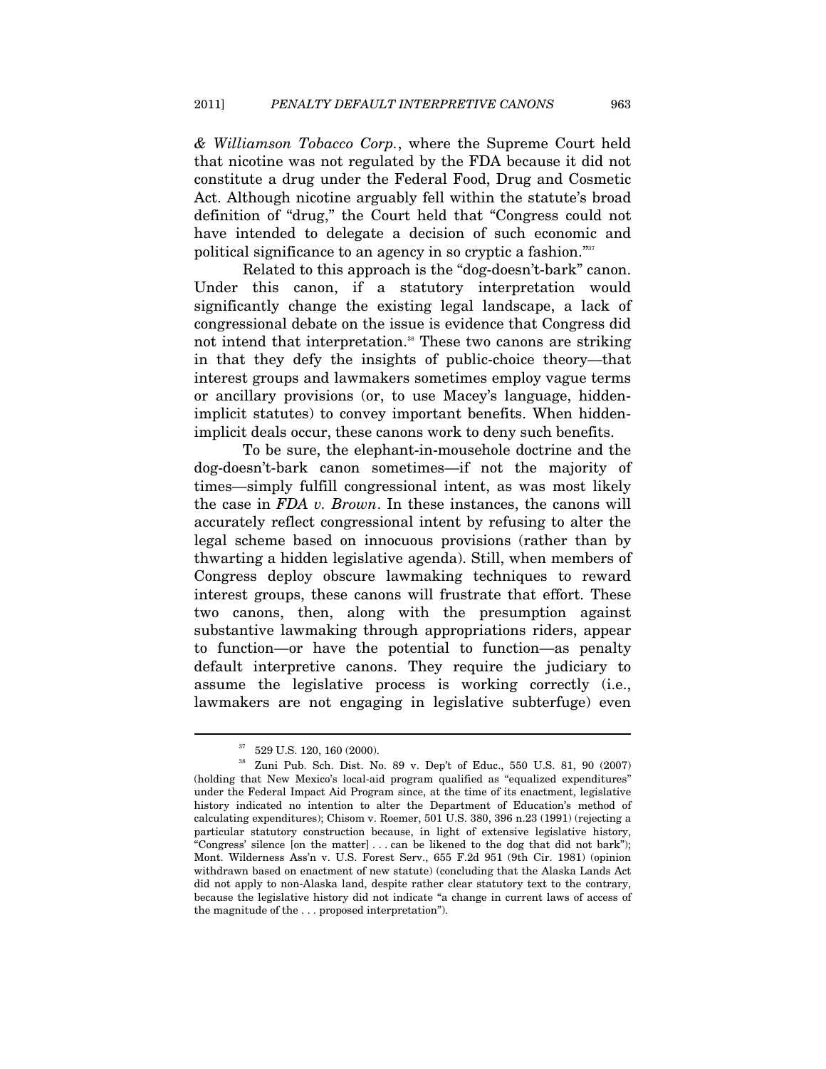*& Williamson Tobacco Corp.*, where the Supreme Court held that nicotine was not regulated by the FDA because it did not constitute a drug under the Federal Food, Drug and Cosmetic Act. Although nicotine arguably fell within the statute's broad definition of "drug," the Court held that "Congress could not have intended to delegate a decision of such economic and political significance to an agency in so cryptic a fashion."[37]

Related to this approach is the "dog-doesn't-bark" canon. Under this canon, if a statutory interpretation would significantly change the existing legal landscape, a lack of congressional debate on the issue is evidence that Congress did not intend that interpretation.[38] These two canons are striking in that they defy the insights of public-choice theory—that interest groups and lawmakers sometimes employ vague terms or ancillary provisions (or, to use Macey's language, hidden-implicit statutes) to convey important benefits. When hidden-implicit deals occur, these canons work to deny such benefits.

To be sure, the elephant-in-mousehole doctrine and the dog-doesn't-bark canon sometimes—if not the majority of times—simply fulfill congressional intent, as was most likely the case in *FDA v. Brown*. In these instances, the canons will accurately reflect congressional intent by refusing to alter the legal scheme based on innocuous provisions (rather than by thwarting a hidden legislative agenda). Still, when members of Congress deploy obscure lawmaking techniques to reward interest groups, these canons will frustrate that effort. These two canons, then, along with the presumption against substantive lawmaking through appropriations riders, appear to function—or have the potential to function—as penalty default interpretive canons. They require the judiciary to assume the legislative process is working correctly (i.e., lawmakers are not engaging in legislative subterfuge) even

---

[37] 529 U.S. 120, 160 (2000).

[38] Zuni Pub. Sch. Dist. No. 89 v. Dep't of Educ., 550 U.S. 81, 90 (2007) (holding that New Mexico's local-aid program qualified as "equalized expenditures" under the Federal Impact Aid Program since, at the time of its enactment, legislative history indicated no intention to alter the Department of Education's method of calculating expenditures); Chisom v. Roemer, 501 U.S. 380, 396 n.23 (1991) (rejecting a particular statutory construction because, in light of extensive legislative history, "Congress' silence [on the matter] . . . can be likened to the dog that did not bark"); Mont. Wilderness Ass'n v. U.S. Forest Serv., 655 F.2d 951 (9th Cir. 1981) (opinion withdrawn based on enactment of new statute) (concluding that the Alaska Lands Act did not apply to non-Alaska land, despite rather clear statutory text to the contrary, because the legislative history did not indicate "a change in current laws of access of the magnitude of the . . . proposed interpretation").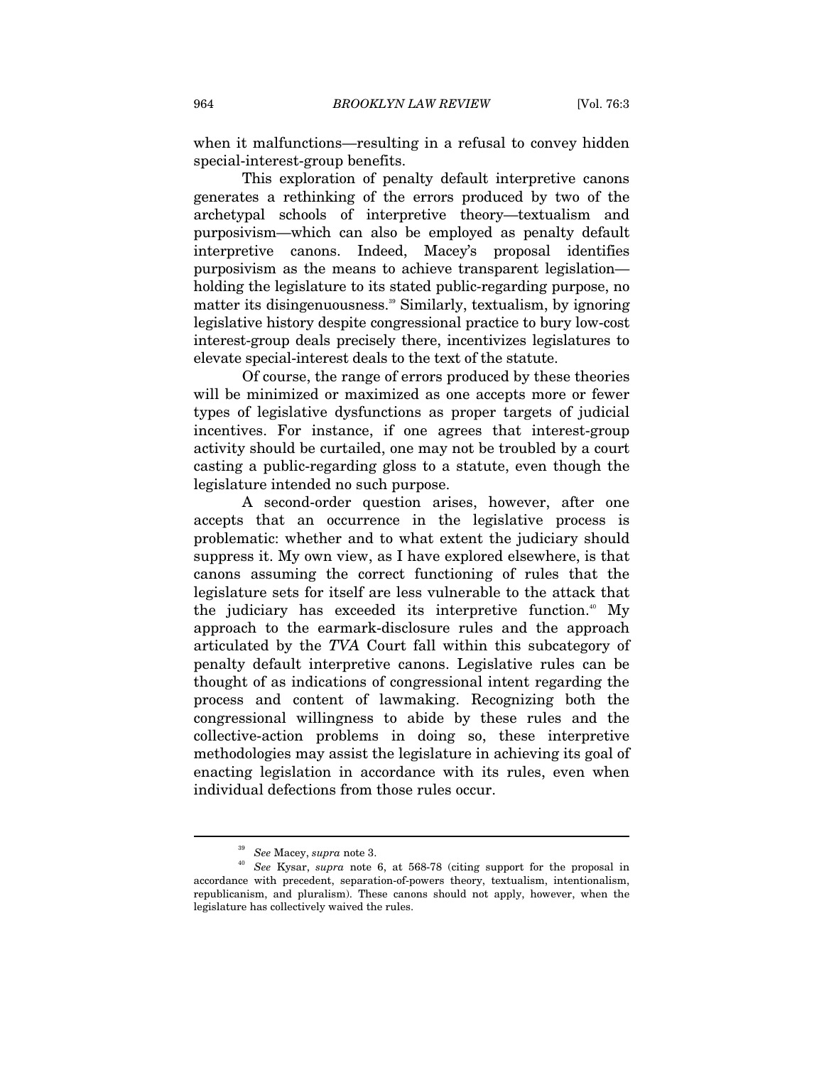when it malfunctions—resulting in a refusal to convey hidden special-interest-group benefits.

This exploration of penalty default interpretive canons generates a rethinking of the errors produced by two of the archetypal schools of interpretive theory—textualism and purposivism—which can also be employed as penalty default interpretive canons. Indeed, Macey's proposal identifies purposivism as the means to achieve transparent legislation—holding the legislature to its stated public-regarding purpose, no matter its disingenuousness.[39] Similarly, textualism, by ignoring legislative history despite congressional practice to bury low-cost interest-group deals precisely there, incentivizes legislatures to elevate special-interest deals to the text of the statute.

Of course, the range of errors produced by these theories will be minimized or maximized as one accepts more or fewer types of legislative dysfunctions as proper targets of judicial incentives. For instance, if one agrees that interest-group activity should be curtailed, one may not be troubled by a court casting a public-regarding gloss to a statute, even though the legislature intended no such purpose.

A second-order question arises, however, after one accepts that an occurrence in the legislative process is problematic: whether and to what extent the judiciary should suppress it. My own view, as I have explored elsewhere, is that canons assuming the correct functioning of rules that the legislature sets for itself are less vulnerable to the attack that the judiciary has exceeded its interpretive function.[40] My approach to the earmark-disclosure rules and the approach articulated by the *TVA* Court fall within this subcategory of penalty default interpretive canons. Legislative rules can be thought of as indications of congressional intent regarding the process and content of lawmaking. Recognizing both the congressional willingness to abide by these rules and the collective-action problems in doing so, these interpretive methodologies may assist the legislature in achieving its goal of enacting legislation in accordance with its rules, even when individual defections from those rules occur.

---

[39] *See* Macey, *supra* note 3.

[40] *See* Kysar, *supra* note 6, at 568-78 (citing support for the proposal in accordance with precedent, separation-of-powers theory, textualism, intentionalism, republicanism, and pluralism). These canons should not apply, however, when the legislature has collectively waived the rules.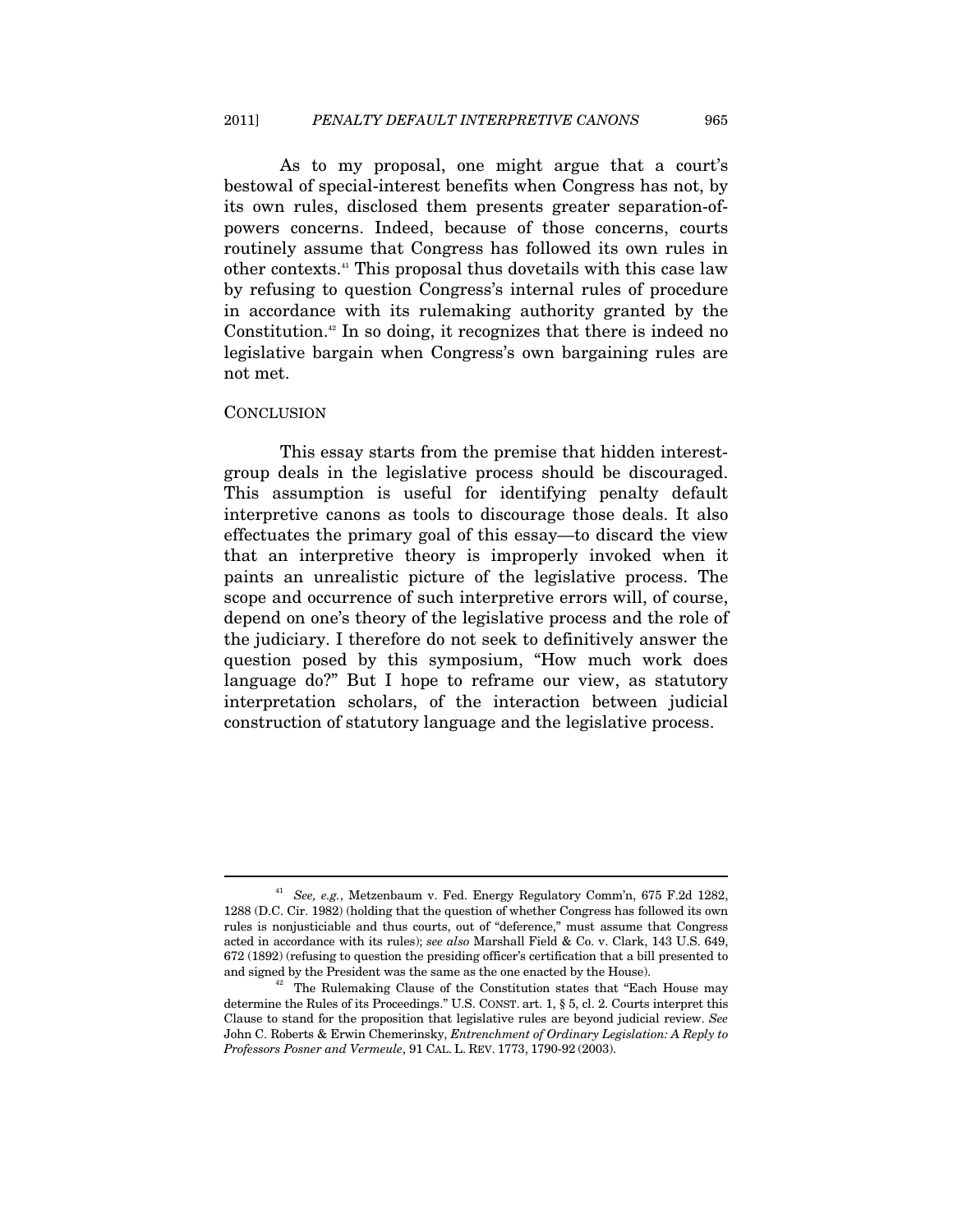As to my proposal, one might argue that a court's bestowal of special-interest benefits when Congress has not, by its own rules, disclosed them presents greater separation-of-powers concerns. Indeed, because of those concerns, courts routinely assume that Congress has followed its own rules in other contexts.[41] This proposal thus dovetails with this case law by refusing to question Congress's internal rules of procedure in accordance with its rulemaking authority granted by the Constitution.[42] In so doing, it recognizes that there is indeed no legislative bargain when Congress's own bargaining rules are not met.

## CONCLUSION

This essay starts from the premise that hidden interest-group deals in the legislative process should be discouraged. This assumption is useful for identifying penalty default interpretive canons as tools to discourage those deals. It also effectuates the primary goal of this essay—to discard the view that an interpretive theory is improperly invoked when it paints an unrealistic picture of the legislative process. The scope and occurrence of such interpretive errors will, of course, depend on one's theory of the legislative process and the role of the judiciary. I therefore do not seek to definitively answer the question posed by this symposium, "How much work does language do?" But I hope to reframe our view, as statutory interpretation scholars, of the interaction between judicial construction of statutory language and the legislative process.

---

[41] *See, e.g.*, Metzenbaum v. Fed. Energy Regulatory Comm'n, 675 F.2d 1282, 1288 (D.C. Cir. 1982) (holding that the question of whether Congress has followed its own rules is nonjusticiable and thus courts, out of "deference," must assume that Congress acted in accordance with its rules); *see also* Marshall Field & Co. v. Clark, 143 U.S. 649, 672 (1892) (refusing to question the presiding officer's certification that a bill presented to and signed by the President was the same as the one enacted by the House).

[42] The Rulemaking Clause of the Constitution states that "Each House may determine the Rules of its Proceedings." U.S. CONST. art. 1, § 5, cl. 2. Courts interpret this Clause to stand for the proposition that legislative rules are beyond judicial review. *See* John C. Roberts & Erwin Chemerinsky, *Entrenchment of Ordinary Legislation: A Reply to Professors Posner and Vermeule*, 91 CAL. L. REV. 1773, 1790-92 (2003).